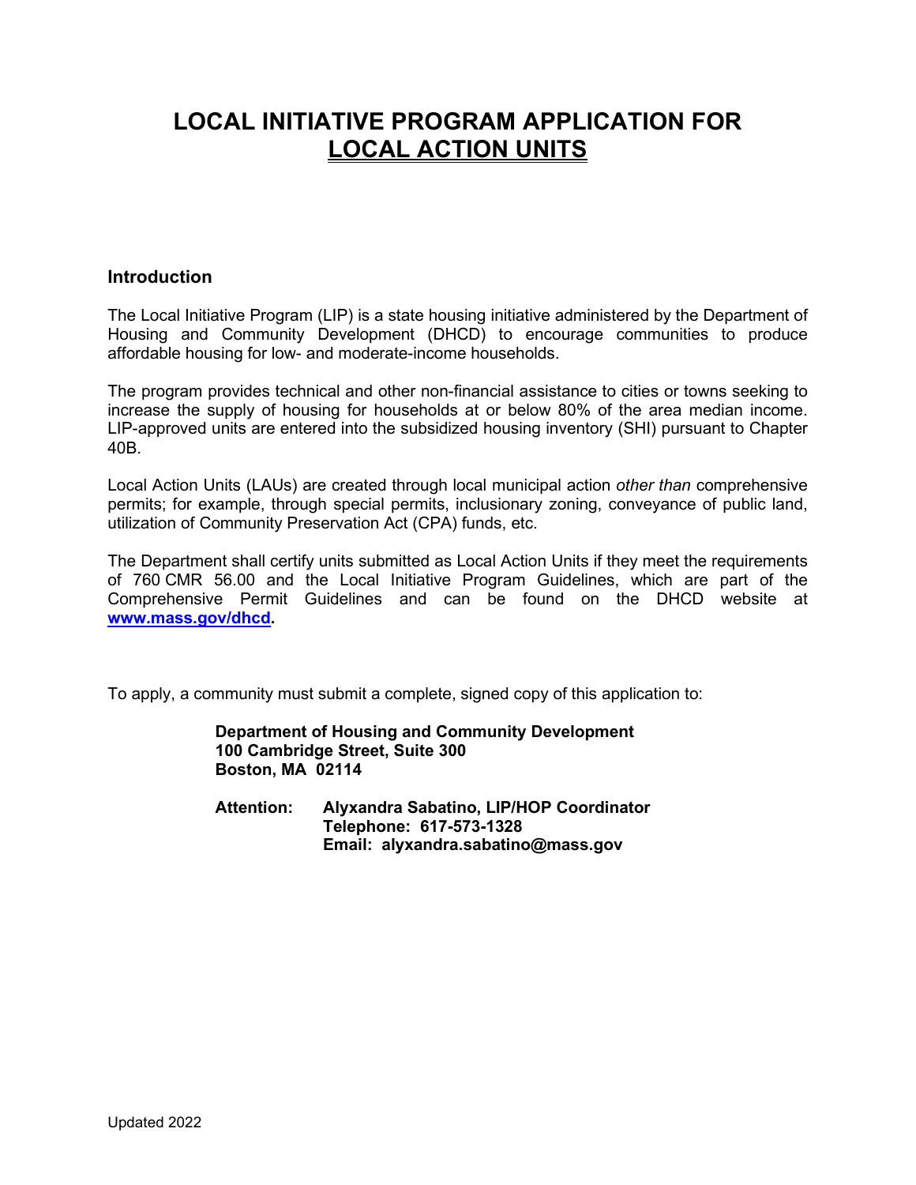# LOCAL INITIATIVE PROGRAM APPLICATION FOR LOCAL ACTION UNITS

## Introduction

The Local Initiative Program (LIP) is a state housing initiative administered by the Department of Housing and Community Development (DHCD) to encourage communities to produce affordable housing for low- and moderate-income households.

The program provides technical and other non-financial assistance to cities or towns seeking to increase the supply of housing for households at or below 80% of the area median income. LIP-approved units are entered into the subsidized housing inventory (SHI) pursuant to Chapter 40B.

Local Action Units (LAUs) are created through local municipal action *other than* comprehensive permits; for example, through special permits, inclusionary zoning, conveyance of public land, utilization of Community Preservation Act (CPA) funds, etc.

The Department shall certify units submitted as Local Action Units if they meet the requirements of 760 CMR 56.00 and the Local Initiative Program Guidelines, which are part of the Comprehensive Permit Guidelines and can be found on the DHCD website at **www.mass.gov/dhcd.**

To apply, a community must submit a complete, signed copy of this application to:

**Department of Housing and Community Development**
**100 Cambridge Street, Suite 300**
**Boston, MA 02114**

**Attention: Alyxandra Sabatino, LIP/HOP Coordinator**
**Telephone: 617-573-1328**
**Email: alyxandra.sabatino@mass.gov**

Updated 2022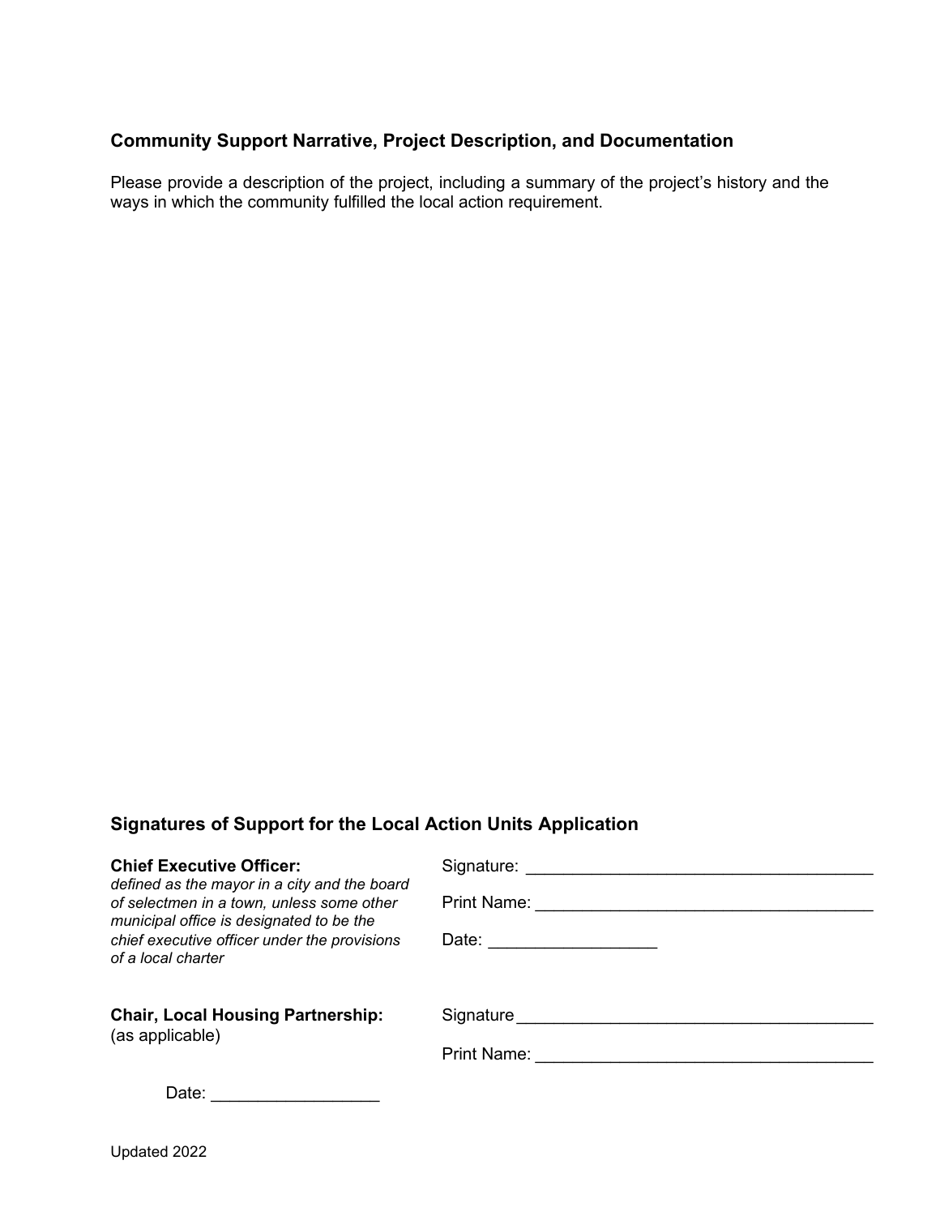### Community Support Narrative, Project Description, and Documentation

Please provide a description of the project, including a summary of the project's history and the ways in which the community fulfilled the local action requirement.

### Signatures of Support for the Local Action Units Application

**Chief Executive Officer:**
*defined as the mayor in a city and the board of selectmen in a town, unless some other municipal office is designated to be the chief executive officer under the provisions of a local charter*

Signature: ____________________________________

Print Name: ___________________________________

Date: _________________

**Chair, Local Housing Partnership:**
(as applicable)

Signature ______________________________________

Print Name: ___________________________________

Date: _________________

Updated 2022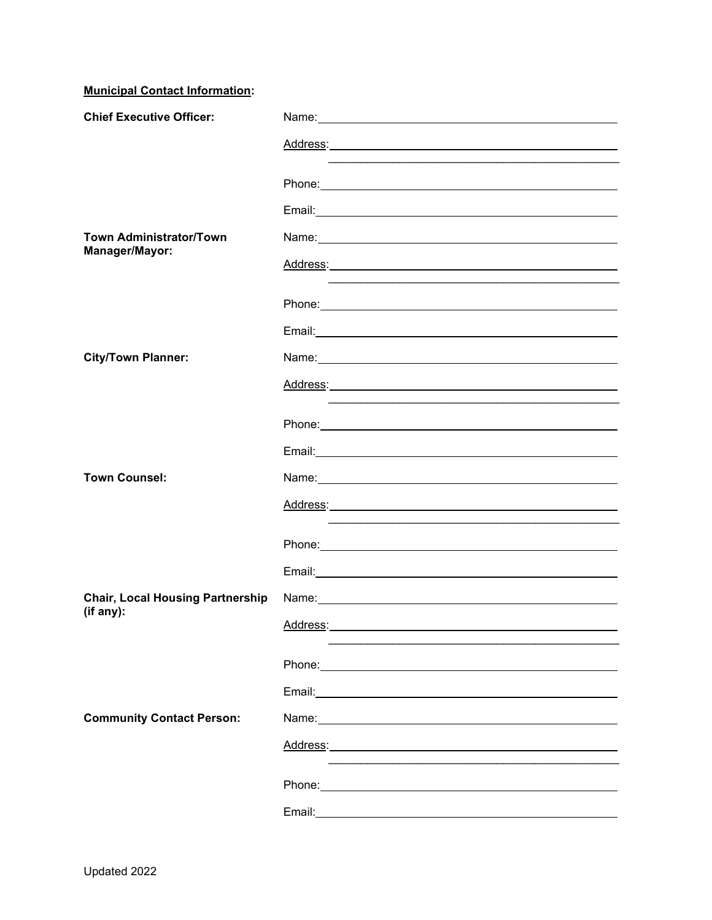**<u>Municipal Contact Information</u>:**

**Chief Executive Officer:**

Name: ________________________________________

Address: ________________________________________

________________________________________

Phone: ________________________________________

Email: ________________________________________

**Town Administrator/Town Manager/Mayor:**

Name: ________________________________________

Address: ________________________________________

________________________________________

Phone: ________________________________________

Email: ________________________________________

**City/Town Planner:**

Name: ________________________________________

Address: ________________________________________

________________________________________

Phone: ________________________________________

Email: ________________________________________

**Town Counsel:**

Name: ________________________________________

Address: ________________________________________

________________________________________

Phone: ________________________________________

Email: ________________________________________

**Chair, Local Housing Partnership (if any):**

Name: ________________________________________

Address: ________________________________________

________________________________________

Phone: ________________________________________

Email: ________________________________________

**Community Contact Person:**

Name: ________________________________________

Address: ________________________________________

________________________________________

Phone: ________________________________________

Email: ________________________________________

Updated 2022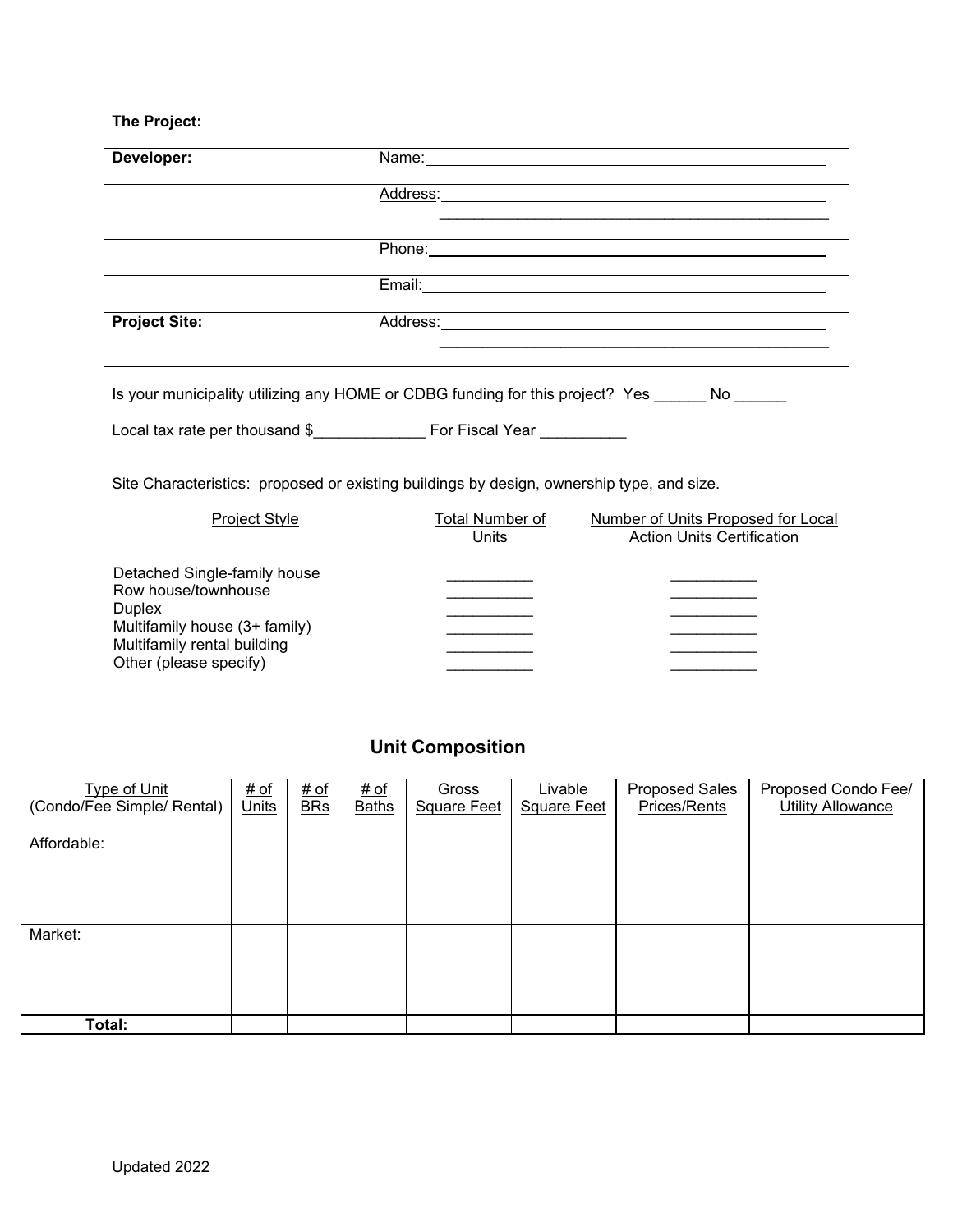**The Project:**

| **Developer:** | Name:______________________________________________ |
|---|---|
| | Address:____________________________________________<br>____________________________________________ |
| | Phone:______________________________________________ |
| | Email:______________________________________________ |
| **Project Site:** | Address:____________________________________________<br>____________________________________________ |

Is your municipality utilizing any HOME or CDBG funding for this project? Yes ______ No ______

Local tax rate per thousand $_____________ For Fiscal Year __________

Site Characteristics: proposed or existing buildings by design, ownership type, and size.

| Project Style | Total Number of Units | Number of Units Proposed for Local Action Units Certification |
|---|---|---|
| Detached Single-family house | __________ | __________ |
| Row house/townhouse | __________ | __________ |
| Duplex | __________ | __________ |
| Multifamily house (3+ family) | __________ | __________ |
| Multifamily rental building | __________ | __________ |
| Other (please specify) | __________ | __________ |

## Unit Composition

| Type of Unit (Condo/Fee Simple/ Rental) | # of Units | # of BRs | # of Baths | Gross Square Feet | Livable Square Feet | Proposed Sales Prices/Rents | Proposed Condo Fee/ Utility Allowance |
|---|---|---|---|---|---|---|---|
| Affordable: | | | | | | | |
| Market: | | | | | | | |
| **Total:** | | | | | | | |

Updated 2022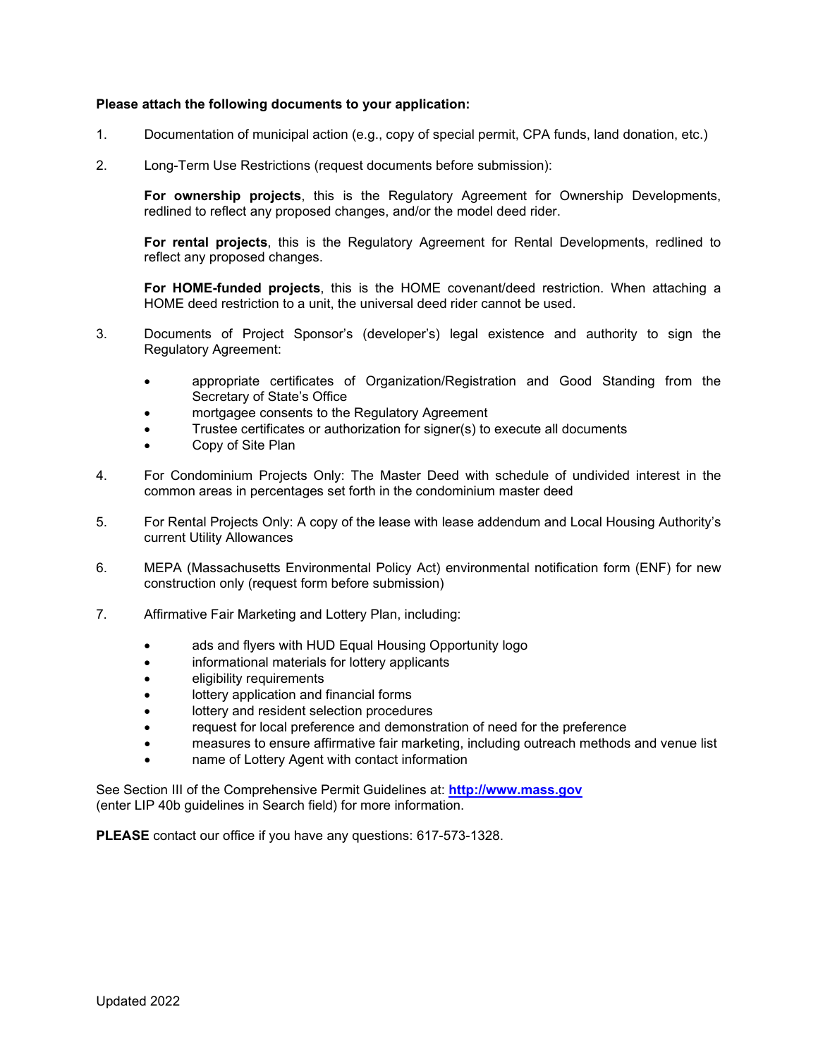**Please attach the following documents to your application:**

1. Documentation of municipal action (e.g., copy of special permit, CPA funds, land donation, etc.)

2. Long-Term Use Restrictions (request documents before submission):

   **For ownership projects**, this is the Regulatory Agreement for Ownership Developments, redlined to reflect any proposed changes, and/or the model deed rider.

   **For rental projects**, this is the Regulatory Agreement for Rental Developments, redlined to reflect any proposed changes.

   **For HOME-funded projects**, this is the HOME covenant/deed restriction. When attaching a HOME deed restriction to a unit, the universal deed rider cannot be used.

3. Documents of Project Sponsor's (developer's) legal existence and authority to sign the Regulatory Agreement:

   - appropriate certificates of Organization/Registration and Good Standing from the Secretary of State's Office
   - mortgagee consents to the Regulatory Agreement
   - Trustee certificates or authorization for signer(s) to execute all documents
   - Copy of Site Plan

4. For Condominium Projects Only: The Master Deed with schedule of undivided interest in the common areas in percentages set forth in the condominium master deed

5. For Rental Projects Only: A copy of the lease with lease addendum and Local Housing Authority's current Utility Allowances

6. MEPA (Massachusetts Environmental Policy Act) environmental notification form (ENF) for new construction only (request form before submission)

7. Affirmative Fair Marketing and Lottery Plan, including:

   - ads and flyers with HUD Equal Housing Opportunity logo
   - informational materials for lottery applicants
   - eligibility requirements
   - lottery application and financial forms
   - lottery and resident selection procedures
   - request for local preference and demonstration of need for the preference
   - measures to ensure affirmative fair marketing, including outreach methods and venue list
   - name of Lottery Agent with contact information

See Section III of the Comprehensive Permit Guidelines at: **[http://www.mass.gov](http://www.mass.gov)** (enter LIP 40b guidelines in Search field) for more information.

**PLEASE** contact our office if you have any questions: 617-573-1328.

Updated 2022